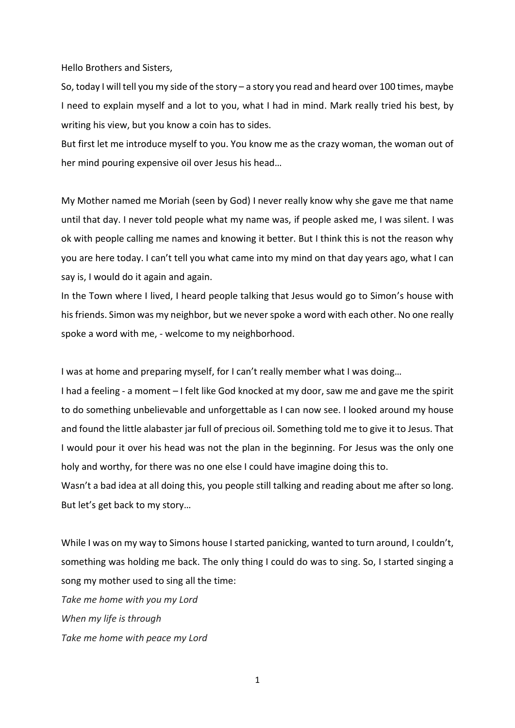Hello Brothers and Sisters,

So, today I will tell you my side of the story – a story you read and heard over 100 times, maybe I need to explain myself and a lot to you, what I had in mind. Mark really tried his best, by writing his view, but you know a coin has to sides.

But first let me introduce myself to you. You know me as the crazy woman, the woman out of her mind pouring expensive oil over Jesus his head…

My Mother named me Moriah (seen by God) I never really know why she gave me that name until that day. I never told people what my name was, if people asked me, I was silent. I was ok with people calling me names and knowing it better. But I think this is not the reason why you are here today. I can't tell you what came into my mind on that day years ago, what I can say is, I would do it again and again.

In the Town where I lived, I heard people talking that Jesus would go to Simon's house with his friends. Simon was my neighbor, but we never spoke a word with each other. No one really spoke a word with me, - welcome to my neighborhood.

I was at home and preparing myself, for I can't really member what I was doing…

I had a feeling - a moment – I felt like God knocked at my door, saw me and gave me the spirit to do something unbelievable and unforgettable as I can now see. I looked around my house and found the little alabaster jar full of precious oil. Something told me to give it to Jesus. That I would pour it over his head was not the plan in the beginning. For Jesus was the only one holy and worthy, for there was no one else I could have imagine doing this to.

Wasn't a bad idea at all doing this, you people still talking and reading about me after so long. But let's get back to my story…

While I was on my way to Simons house I started panicking, wanted to turn around, I couldn't, something was holding me back. The only thing I could do was to sing. So, I started singing a song my mother used to sing all the time:

*Take me home with you my Lord*
*When my life is through*
*Take me home with peace my Lord*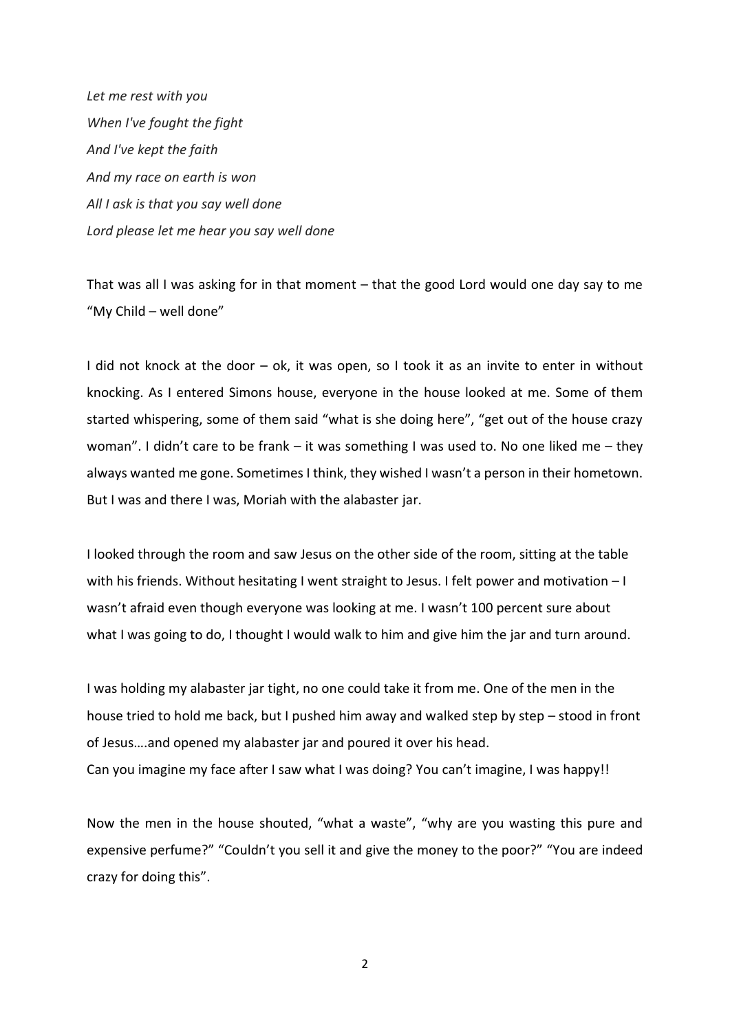*Let me rest with you*
*When I've fought the fight*
*And I've kept the faith*
*And my race on earth is won*
*All I ask is that you say well done*
*Lord please let me hear you say well done*

That was all I was asking for in that moment – that the good Lord would one day say to me "My Child – well done"

I did not knock at the door – ok, it was open, so I took it as an invite to enter in without knocking. As I entered Simons house, everyone in the house looked at me. Some of them started whispering, some of them said "what is she doing here", "get out of the house crazy woman". I didn't care to be frank – it was something I was used to. No one liked me – they always wanted me gone. Sometimes I think, they wished I wasn't a person in their hometown. But I was and there I was, Moriah with the alabaster jar.

I looked through the room and saw Jesus on the other side of the room, sitting at the table with his friends. Without hesitating I went straight to Jesus. I felt power and motivation – I wasn't afraid even though everyone was looking at me. I wasn't 100 percent sure about what I was going to do, I thought I would walk to him and give him the jar and turn around.

I was holding my alabaster jar tight, no one could take it from me. One of the men in the house tried to hold me back, but I pushed him away and walked step by step – stood in front of Jesus….and opened my alabaster jar and poured it over his head.
Can you imagine my face after I saw what I was doing? You can't imagine, I was happy!!

Now the men in the house shouted, "what a waste", "why are you wasting this pure and expensive perfume?" "Couldn't you sell it and give the money to the poor?" "You are indeed crazy for doing this".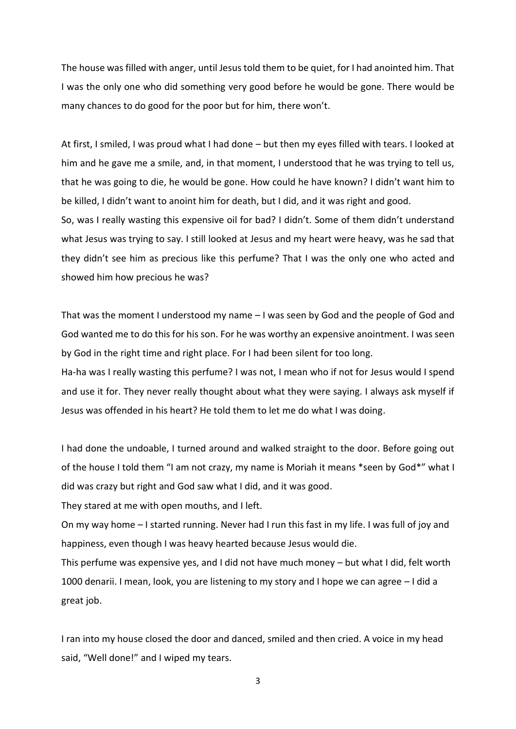The house was filled with anger, until Jesus told them to be quiet, for I had anointed him. That I was the only one who did something very good before he would be gone. There would be many chances to do good for the poor but for him, there won't.

At first, I smiled, I was proud what I had done – but then my eyes filled with tears. I looked at him and he gave me a smile, and, in that moment, I understood that he was trying to tell us, that he was going to die, he would be gone. How could he have known? I didn't want him to be killed, I didn't want to anoint him for death, but I did, and it was right and good.
So, was I really wasting this expensive oil for bad? I didn't. Some of them didn't understand what Jesus was trying to say. I still looked at Jesus and my heart were heavy, was he sad that they didn't see him as precious like this perfume? That I was the only one who acted and showed him how precious he was?

That was the moment I understood my name – I was seen by God and the people of God and God wanted me to do this for his son. For he was worthy an expensive anointment. I was seen by God in the right time and right place. For I had been silent for too long.
Ha-ha was I really wasting this perfume? I was not, I mean who if not for Jesus would I spend and use it for. They never really thought about what they were saying. I always ask myself if Jesus was offended in his heart? He told them to let me do what I was doing.

I had done the undoable, I turned around and walked straight to the door. Before going out of the house I told them "I am not crazy, my name is Moriah it means *seen by God*" what I did was crazy but right and God saw what I did, and it was good.
They stared at me with open mouths, and I left.
On my way home – I started running. Never had I run this fast in my life. I was full of joy and happiness, even though I was heavy hearted because Jesus would die.
This perfume was expensive yes, and I did not have much money – but what I did, felt worth 1000 denarii. I mean, look, you are listening to my story and I hope we can agree – I did a great job.

I ran into my house closed the door and danced, smiled and then cried. A voice in my head said, "Well done!" and I wiped my tears.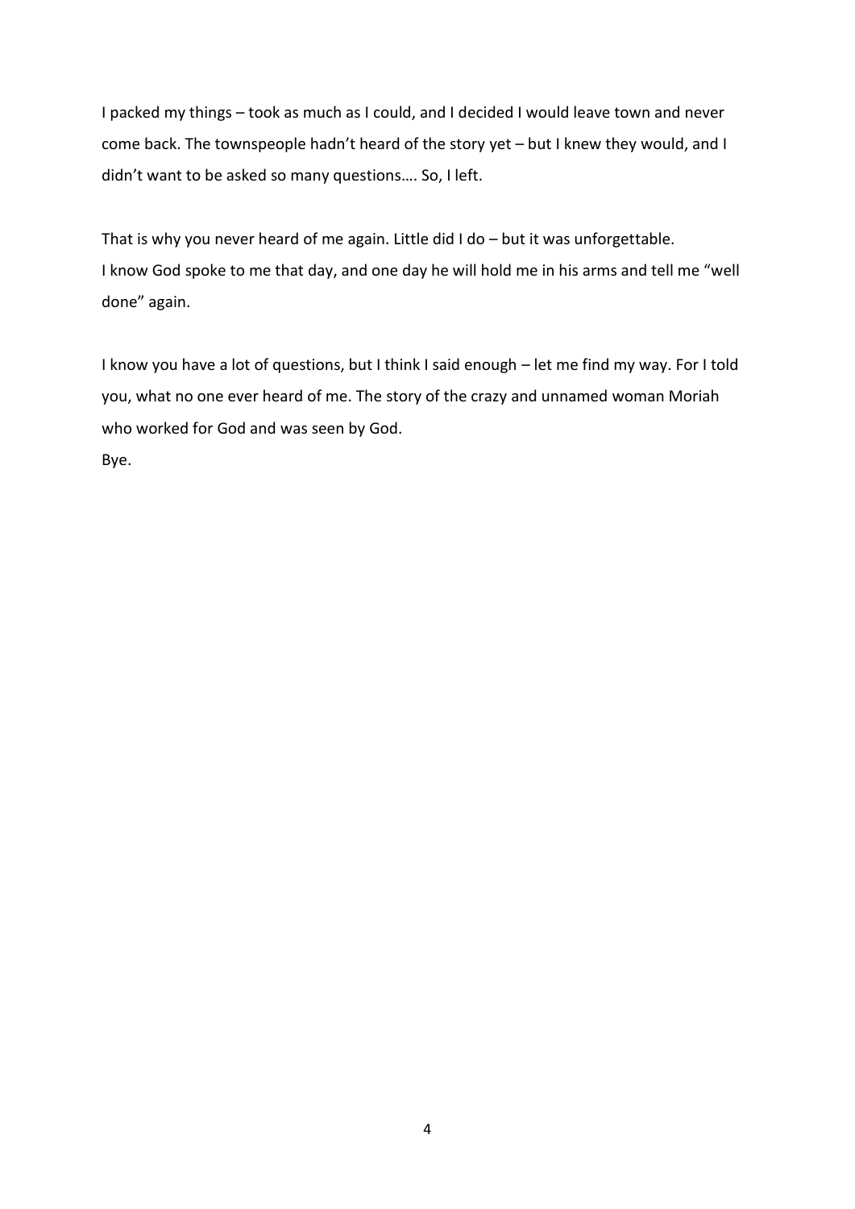I packed my things – took as much as I could, and I decided I would leave town and never come back. The townspeople hadn't heard of the story yet – but I knew they would, and I didn't want to be asked so many questions…. So, I left.

That is why you never heard of me again. Little did I do – but it was unforgettable.
I know God spoke to me that day, and one day he will hold me in his arms and tell me "well done" again.

I know you have a lot of questions, but I think I said enough – let me find my way. For I told you, what no one ever heard of me. The story of the crazy and unnamed woman Moriah who worked for God and was seen by God.
Bye.